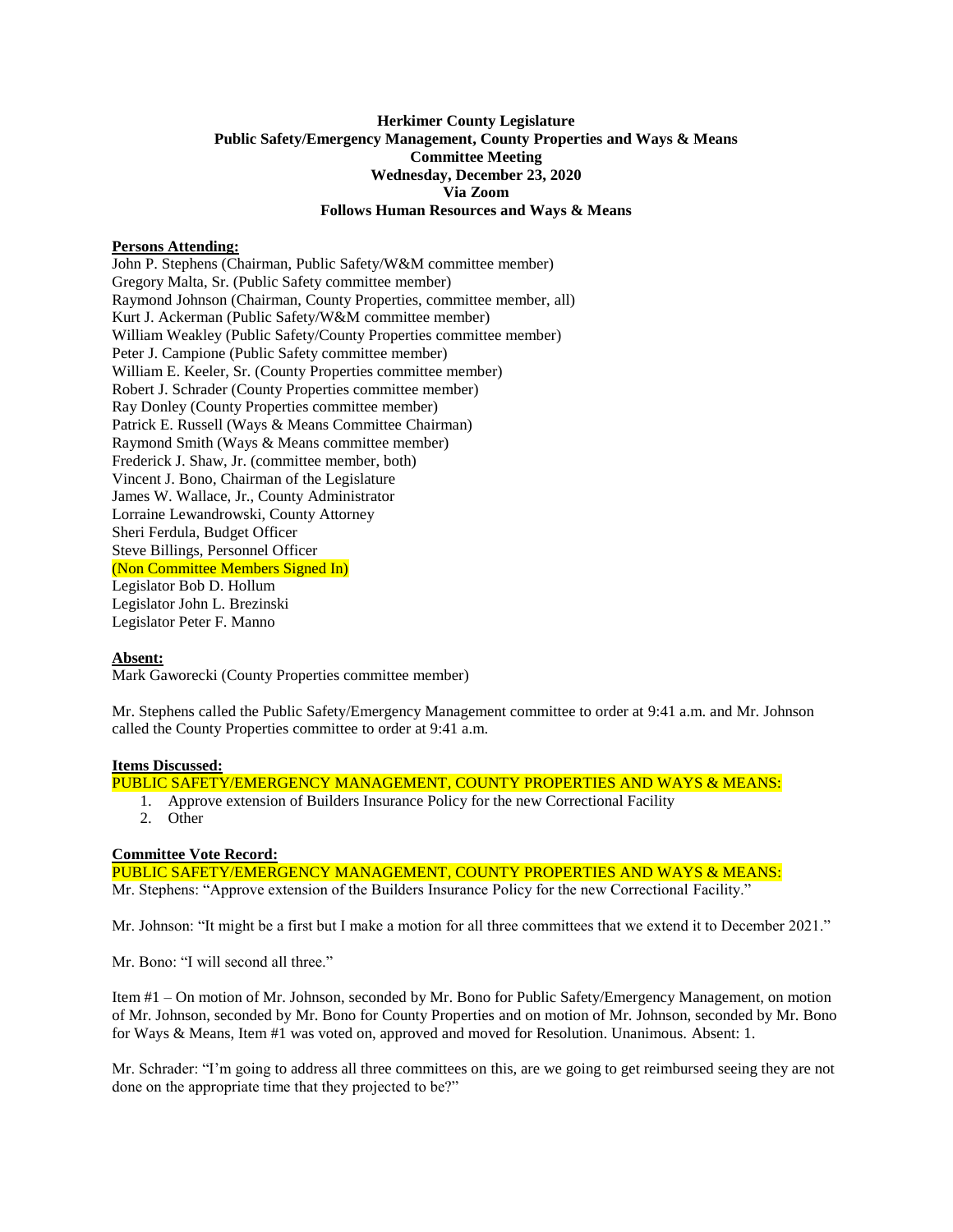**Herkimer County Legislature**
**Public Safety/Emergency Management, County Properties and Ways & Means**
**Committee Meeting**
**Wednesday, December 23, 2020**
**Via Zoom**
**Follows Human Resources and Ways & Means**

**Persons Attending:**

John P. Stephens (Chairman, Public Safety/W&M committee member)
Gregory Malta, Sr. (Public Safety committee member)
Raymond Johnson (Chairman, County Properties, committee member, all)
Kurt J. Ackerman (Public Safety/W&M committee member)
William Weakley (Public Safety/County Properties committee member)
Peter J. Campione (Public Safety committee member)
William E. Keeler, Sr. (County Properties committee member)
Robert J. Schrader (County Properties committee member)
Ray Donley (County Properties committee member)
Patrick E. Russell (Ways & Means Committee Chairman)
Raymond Smith (Ways & Means committee member)
Frederick J. Shaw, Jr. (committee member, both)
Vincent J. Bono, Chairman of the Legislature
James W. Wallace, Jr., County Administrator
Lorraine Lewandrowski, County Attorney
Sheri Ferdula, Budget Officer
Steve Billings, Personnel Officer
(Non Committee Members Signed In)
Legislator Bob D. Hollum
Legislator John L. Brezinski
Legislator Peter F. Manno

**Absent:**

Mark Gaworecki (County Properties committee member)

Mr. Stephens called the Public Safety/Emergency Management committee to order at 9:41 a.m. and Mr. Johnson called the County Properties committee to order at 9:41 a.m.

**Items Discussed:**

PUBLIC SAFETY/EMERGENCY MANAGEMENT, COUNTY PROPERTIES AND WAYS & MEANS:

1. Approve extension of Builders Insurance Policy for the new Correctional Facility
2. Other

**Committee Vote Record:**

PUBLIC SAFETY/EMERGENCY MANAGEMENT, COUNTY PROPERTIES AND WAYS & MEANS:

Mr. Stephens: "Approve extension of the Builders Insurance Policy for the new Correctional Facility."

Mr. Johnson: "It might be a first but I make a motion for all three committees that we extend it to December 2021."

Mr. Bono: "I will second all three."

Item #1 – On motion of Mr. Johnson, seconded by Mr. Bono for Public Safety/Emergency Management, on motion of Mr. Johnson, seconded by Mr. Bono for County Properties and on motion of Mr. Johnson, seconded by Mr. Bono for Ways & Means, Item #1 was voted on, approved and moved for Resolution. Unanimous. Absent: 1.

Mr. Schrader: "I'm going to address all three committees on this, are we going to get reimbursed seeing they are not done on the appropriate time that they projected to be?"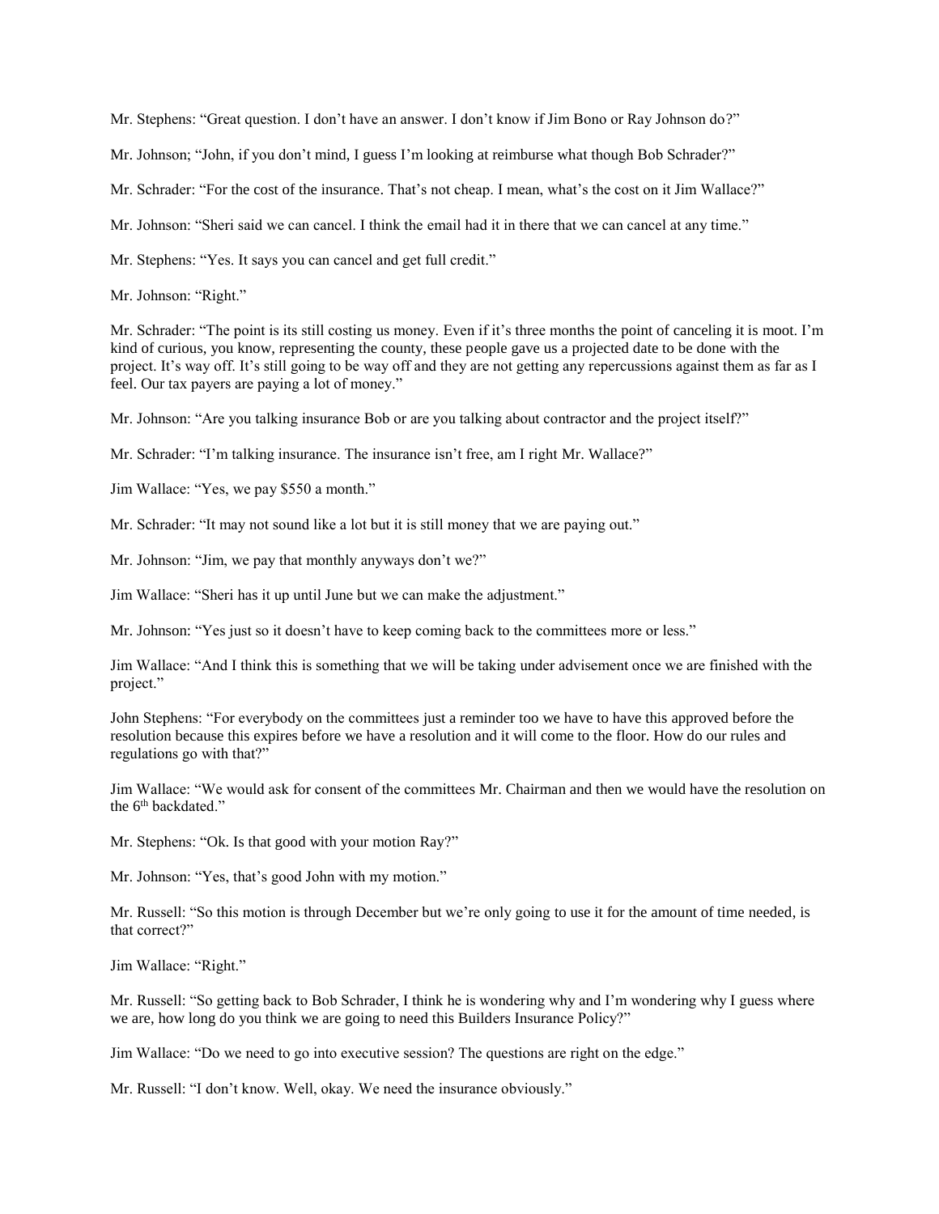Mr. Stephens: "Great question. I don't have an answer. I don't know if Jim Bono or Ray Johnson do?"

Mr. Johnson; "John, if you don't mind, I guess I'm looking at reimburse what though Bob Schrader?"

Mr. Schrader: "For the cost of the insurance. That's not cheap. I mean, what's the cost on it Jim Wallace?"

Mr. Johnson: "Sheri said we can cancel. I think the email had it in there that we can cancel at any time."

Mr. Stephens: "Yes. It says you can cancel and get full credit."

Mr. Johnson: "Right."

Mr. Schrader: "The point is its still costing us money. Even if it's three months the point of canceling it is moot. I'm kind of curious, you know, representing the county, these people gave us a projected date to be done with the project. It's way off. It's still going to be way off and they are not getting any repercussions against them as far as I feel. Our tax payers are paying a lot of money."

Mr. Johnson: "Are you talking insurance Bob or are you talking about contractor and the project itself?"

Mr. Schrader: "I'm talking insurance. The insurance isn't free, am I right Mr. Wallace?"

Jim Wallace: "Yes, we pay $550 a month."

Mr. Schrader: "It may not sound like a lot but it is still money that we are paying out."

Mr. Johnson: "Jim, we pay that monthly anyways don't we?"

Jim Wallace: "Sheri has it up until June but we can make the adjustment."

Mr. Johnson: "Yes just so it doesn't have to keep coming back to the committees more or less."

Jim Wallace: "And I think this is something that we will be taking under advisement once we are finished with the project."

John Stephens: "For everybody on the committees just a reminder too we have to have this approved before the resolution because this expires before we have a resolution and it will come to the floor. How do our rules and regulations go with that?"

Jim Wallace: "We would ask for consent of the committees Mr. Chairman and then we would have the resolution on the 6th backdated."

Mr. Stephens: "Ok. Is that good with your motion Ray?"

Mr. Johnson: "Yes, that's good John with my motion."

Mr. Russell: "So this motion is through December but we're only going to use it for the amount of time needed, is that correct?"

Jim Wallace: "Right."

Mr. Russell: "So getting back to Bob Schrader, I think he is wondering why and I'm wondering why I guess where we are, how long do you think we are going to need this Builders Insurance Policy?"

Jim Wallace: "Do we need to go into executive session? The questions are right on the edge."

Mr. Russell: "I don't know. Well, okay. We need the insurance obviously."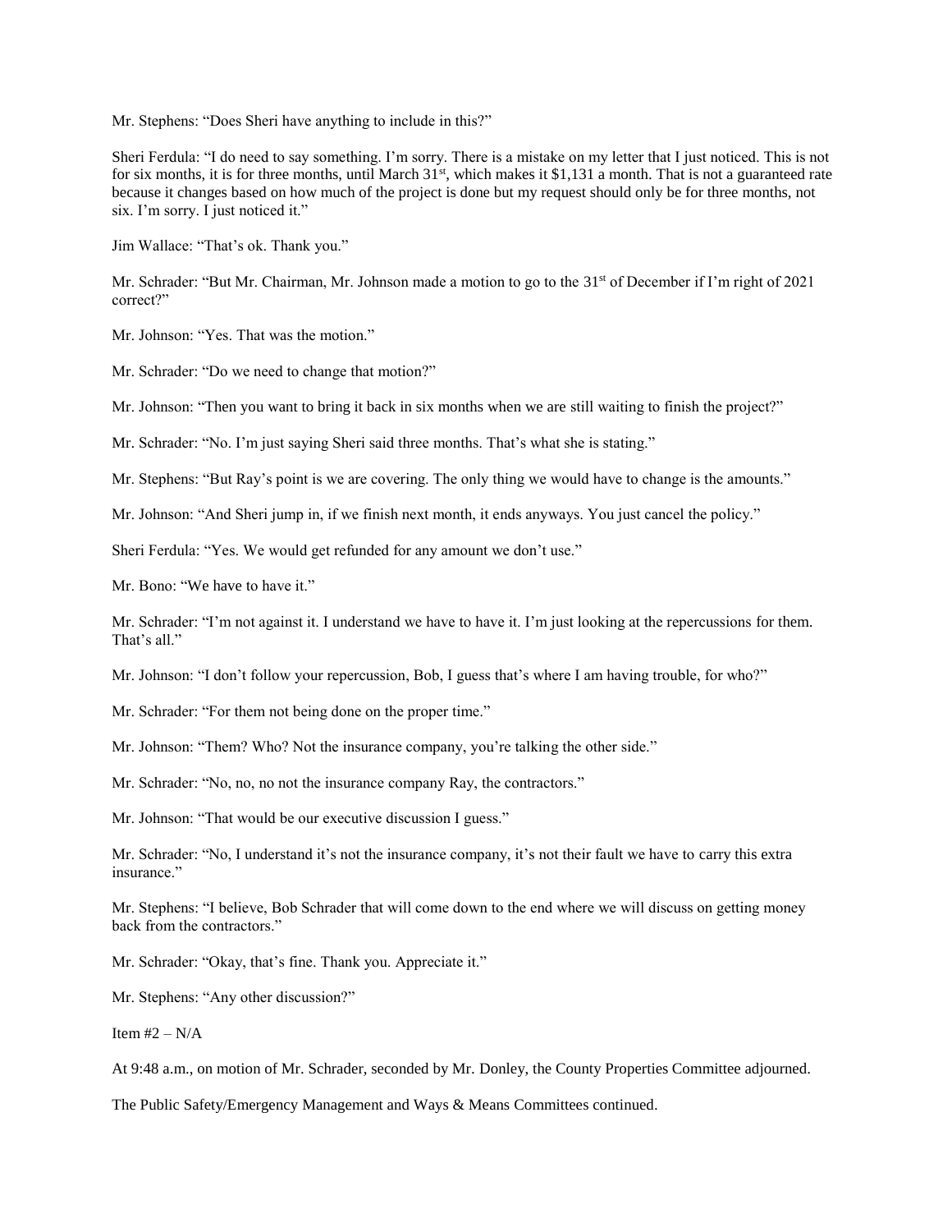Mr. Stephens: "Does Sheri have anything to include in this?"

Sheri Ferdula: "I do need to say something. I'm sorry. There is a mistake on my letter that I just noticed. This is not for six months, it is for three months, until March 31st, which makes it $1,131 a month. That is not a guaranteed rate because it changes based on how much of the project is done but my request should only be for three months, not six. I'm sorry. I just noticed it."

Jim Wallace: "That's ok. Thank you."

Mr. Schrader: "But Mr. Chairman, Mr. Johnson made a motion to go to the 31st of December if I'm right of 2021 correct?"

Mr. Johnson: "Yes. That was the motion."

Mr. Schrader: "Do we need to change that motion?"

Mr. Johnson: "Then you want to bring it back in six months when we are still waiting to finish the project?"

Mr. Schrader: "No. I'm just saying Sheri said three months. That's what she is stating."

Mr. Stephens: "But Ray's point is we are covering. The only thing we would have to change is the amounts."

Mr. Johnson: "And Sheri jump in, if we finish next month, it ends anyways. You just cancel the policy."

Sheri Ferdula: "Yes. We would get refunded for any amount we don't use."

Mr. Bono: "We have to have it."

Mr. Schrader: "I'm not against it. I understand we have to have it. I'm just looking at the repercussions for them. That's all."

Mr. Johnson: "I don't follow your repercussion, Bob, I guess that's where I am having trouble, for who?"

Mr. Schrader: "For them not being done on the proper time."

Mr. Johnson: "Them? Who? Not the insurance company, you're talking the other side."

Mr. Schrader: "No, no, no not the insurance company Ray, the contractors."

Mr. Johnson: "That would be our executive discussion I guess."

Mr. Schrader: "No, I understand it's not the insurance company, it's not their fault we have to carry this extra insurance."

Mr. Stephens: "I believe, Bob Schrader that will come down to the end where we will discuss on getting money back from the contractors."

Mr. Schrader: "Okay, that's fine. Thank you. Appreciate it."

Mr. Stephens: "Any other discussion?"

Item #2 – N/A

At 9:48 a.m., on motion of Mr. Schrader, seconded by Mr. Donley, the County Properties Committee adjourned.

The Public Safety/Emergency Management and Ways & Means Committees continued.